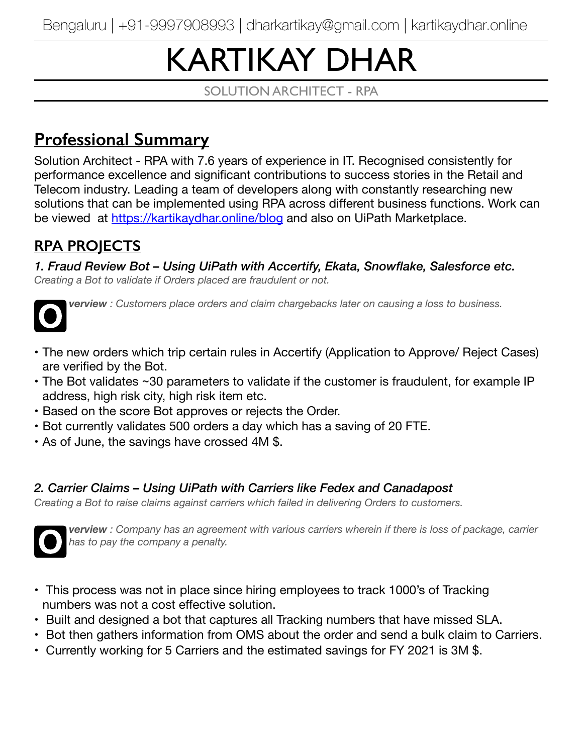Bengaluru | +91-9997908993 | dharkartikay@gmail.com | kartikaydhar.online

# KARTIKAY DHAR

SOLUTION ARCHITECT - RPA

## Professional Summary

Solution Architect - RPA with 7.6 years of experience in IT. Recognised consistently for performance excellence and significant contributions to success stories in the Retail and Telecom industry. Leading a team of developers along with constantly researching new solutions that can be implemented using RPA across different business functions. Work can be viewed at [https://kartikaydhar.online/blog](https://kartikaydhar.online/blog) and also on UiPath Marketplace.

## RPA PROJECTS

***1. Fraud Review Bot – Using UiPath with Accertify, Ekata, Snowflake, Salesforce etc.***

*Creating a Bot to validate if Orders placed are fraudulent or not.*

***Overview** : Customers place orders and claim chargebacks later on causing a loss to business.*

- The new orders which trip certain rules in Accertify (Application to Approve/ Reject Cases) are verified by the Bot.
- The Bot validates ~30 parameters to validate if the customer is fraudulent, for example IP address, high risk city, high risk item etc.
- Based on the score Bot approves or rejects the Order.
- Bot currently validates 500 orders a day which has a saving of 20 FTE.
- As of June, the savings have crossed 4M $.

***2. Carrier Claims – Using UiPath with Carriers like Fedex and Canadapost***

*Creating a Bot to raise claims against carriers which failed in delivering Orders to customers.*

***Overview** : Company has an agreement with various carriers wherein if there is loss of package, carrier has to pay the company a penalty.*

- This process was not in place since hiring employees to track 1000's of Tracking numbers was not a cost effective solution.
- Built and designed a bot that captures all Tracking numbers that have missed SLA.
- Bot then gathers information from OMS about the order and send a bulk claim to Carriers.
- Currently working for 5 Carriers and the estimated savings for FY 2021 is 3M $.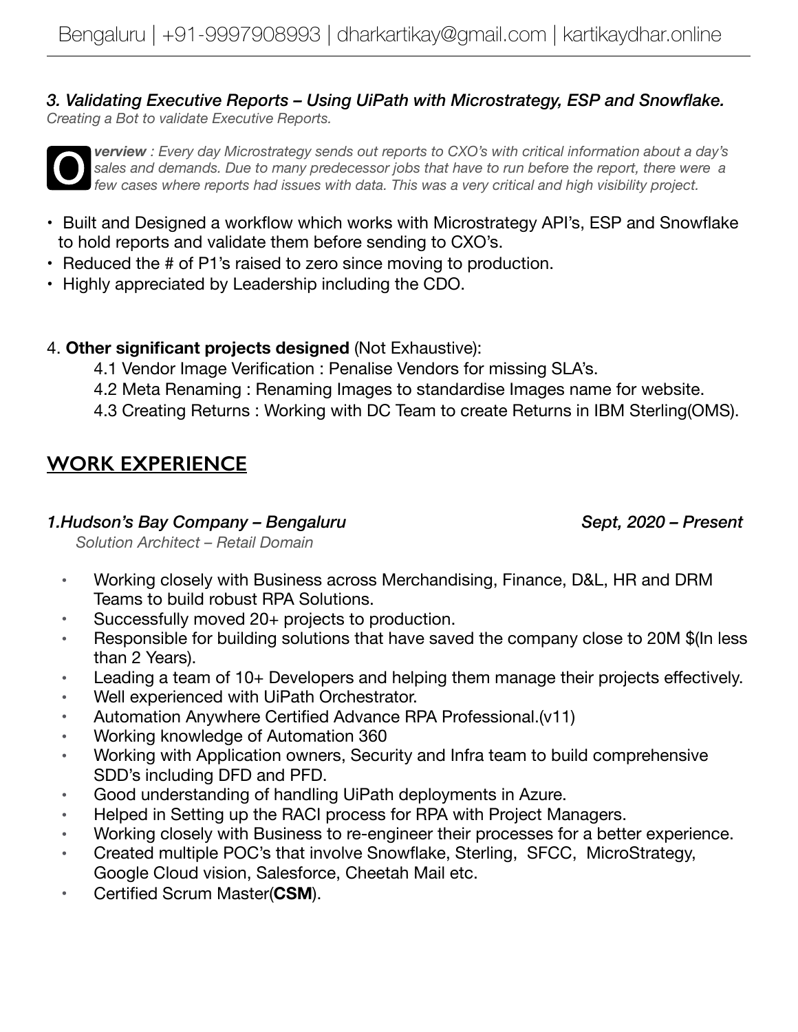Bengaluru | +91-9997908993 | dharkartikay@gmail.com | kartikaydhar.online

***3. Validating Executive Reports – Using UiPath with Microstrategy, ESP and Snowflake.***

*Creating a Bot to validate Executive Reports.*

***Overview** : Every day Microstrategy sends out reports to CXO's with critical information about a day's sales and demands. Due to many predecessor jobs that have to run before the report, there were a few cases where reports had issues with data. This was a very critical and high visibility project.*

- Built and Designed a workflow which works with Microstrategy API's, ESP and Snowflake to hold reports and validate them before sending to CXO's.
- Reduced the # of P1's raised to zero since moving to production.
- Highly appreciated by Leadership including the CDO.

4. **Other significant projects designed** (Not Exhaustive):

   4.1 Vendor Image Verification : Penalise Vendors for missing SLA's.

   4.2 Meta Renaming : Renaming Images to standardise Images name for website.

   4.3 Creating Returns : Working with DC Team to create Returns in IBM Sterling(OMS).

## WORK EXPERIENCE

***1.Hudson's Bay Company – Bengaluru*** ***Sept, 2020 – Present***

*Solution Architect – Retail Domain*

- Working closely with Business across Merchandising, Finance, D&L, HR and DRM Teams to build robust RPA Solutions.
- Successfully moved 20+ projects to production.
- Responsible for building solutions that have saved the company close to 20M $(In less than 2 Years).
- Leading a team of 10+ Developers and helping them manage their projects effectively.
- Well experienced with UiPath Orchestrator.
- Automation Anywhere Certified Advance RPA Professional.(v11)
- Working knowledge of Automation 360
- Working with Application owners, Security and Infra team to build comprehensive SDD's including DFD and PFD.
- Good understanding of handling UiPath deployments in Azure.
- Helped in Setting up the RACI process for RPA with Project Managers.
- Working closely with Business to re-engineer their processes for a better experience.
- Created multiple POC's that involve Snowflake, Sterling, SFCC, MicroStrategy, Google Cloud vision, Salesforce, Cheetah Mail etc.
- Certified Scrum Master(**CSM**).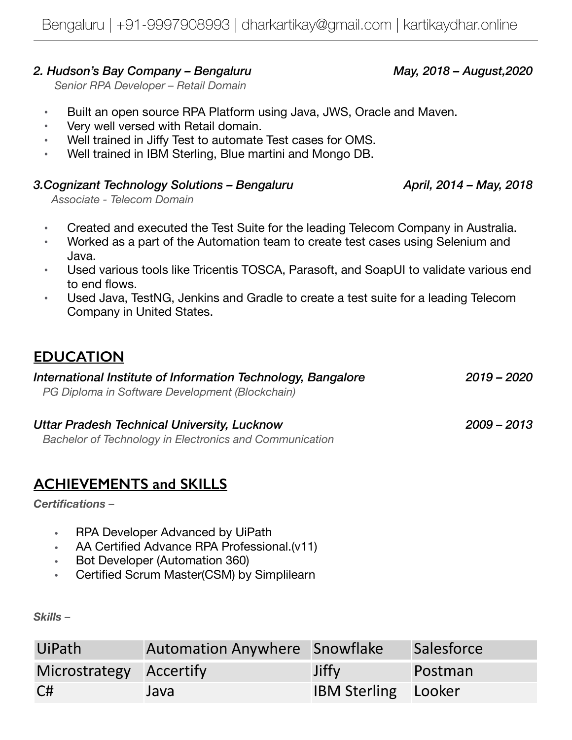Bengaluru | +91-9997908993 | dharkartikay@gmail.com | kartikaydhar.online

***2. Hudson's Bay Company – Bengaluru*** ***May, 2018 – August,2020***

*Senior RPA Developer – Retail Domain*

- Built an open source RPA Platform using Java, JWS, Oracle and Maven.
- Very well versed with Retail domain.
- Well trained in Jiffy Test to automate Test cases for OMS.
- Well trained in IBM Sterling, Blue martini and Mongo DB.

***3.Cognizant Technology Solutions – Bengaluru*** ***April, 2014 – May, 2018***

*Associate - Telecom Domain*

- Created and executed the Test Suite for the leading Telecom Company in Australia.
- Worked as a part of the Automation team to create test cases using Selenium and Java.
- Used various tools like Tricentis TOSCA, Parasoft, and SoapUI to validate various end to end flows.
- Used Java, TestNG, Jenkins and Gradle to create a test suite for a leading Telecom Company in United States.

## EDUCATION

***International Institute of Information Technology, Bangalore*** ***2019 – 2020***

*PG Diploma in Software Development (Blockchain)*

***Uttar Pradesh Technical University, Lucknow*** ***2009 – 2013***

*Bachelor of Technology in Electronics and Communication*

## ACHIEVEMENTS and SKILLS

***Certifications*** –

- RPA Developer Advanced by UiPath
- AA Certified Advance RPA Professional.(v11)
- Bot Developer (Automation 360)
- Certified Scrum Master(CSM) by Simplilearn

***Skills*** –

| | | | |
|---|---|---|---|
| UiPath | Automation Anywhere | Snowflake | Salesforce |
| Microstrategy | Accertify | Jiffy | Postman |
| C# | Java | IBM Sterling | Looker |